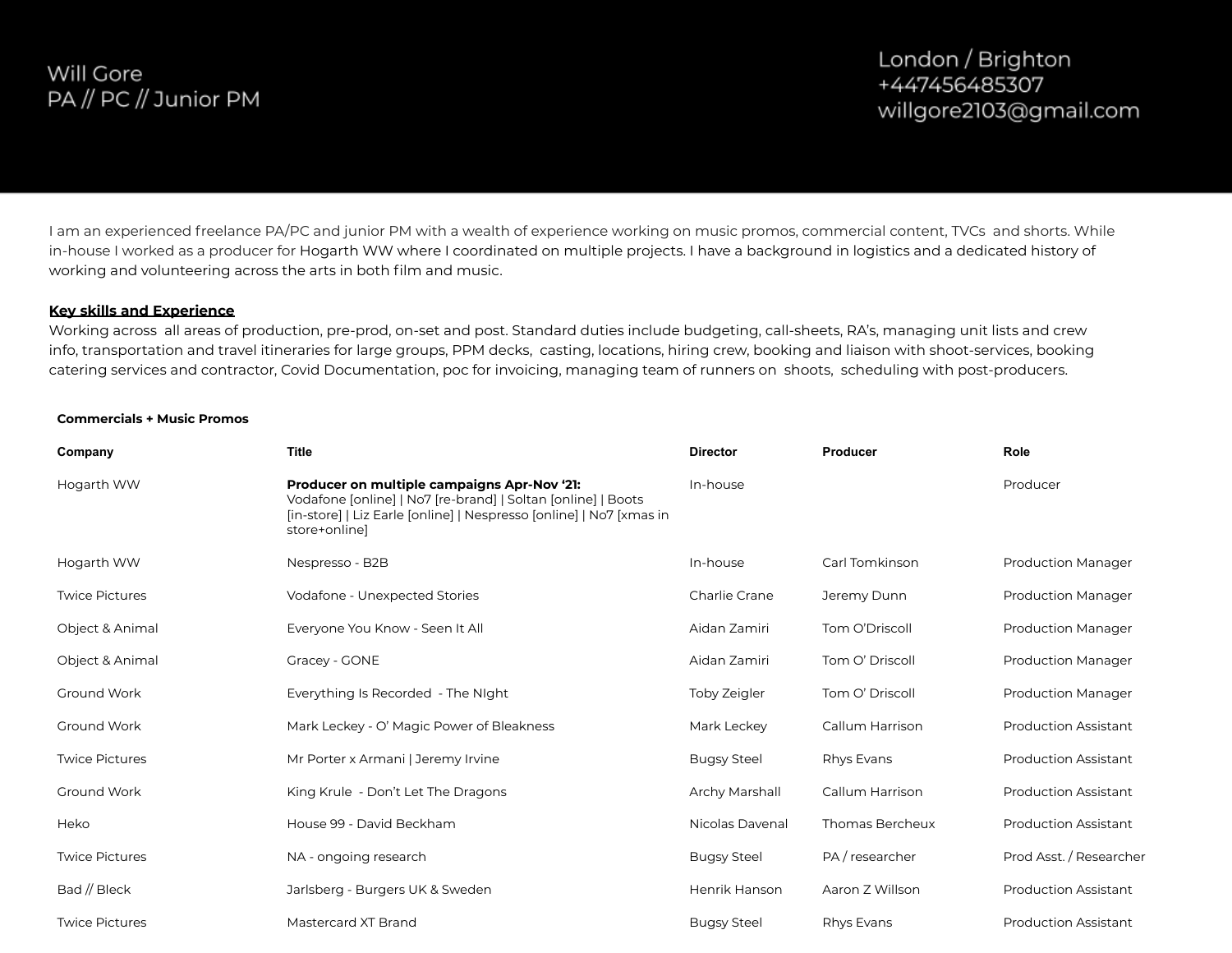Will Gore
PA // PC // Junior PM

London / Brighton
+447456485307
willgore2103@gmail.com

I am an experienced freelance PA/PC and junior PM with a wealth of experience working on music promos, commercial content, TVCs and shorts. While in-house I worked as a producer for Hogarth WW where I coordinated on multiple projects. I have a background in logistics and a dedicated history of working and volunteering across the arts in both film and music.

## Key skills and Experience

Working across all areas of production, pre-prod, on-set and post. Standard duties include budgeting, call-sheets, RA's, managing unit lists and crew info, transportation and travel itineraries for large groups, PPM decks, casting, locations, hiring crew, booking and liaison with shoot-services, booking catering services and contractor, Covid Documentation, poc for invoicing, managing team of runners on shoots, scheduling with post-producers.

### Commercials + Music Promos

| Company | Title | Director | Producer | Role |
|---|---|---|---|---|
| Hogarth WW | **Producer on multiple campaigns Apr-Nov '21:** Vodafone [online] \| No7 [re-brand] \| Soltan [online] \| Boots [in-store] \| Liz Earle [online] \| Nespresso [online] \| No7 [xmas in store+online] | In-house | | Producer |
| Hogarth WW | Nespresso - B2B | In-house | Carl Tomkinson | Production Manager |
| Twice Pictures | Vodafone - Unexpected Stories | Charlie Crane | Jeremy Dunn | Production Manager |
| Object & Animal | Everyone You Know - Seen It All | Aidan Zamiri | Tom O'Driscoll | Production Manager |
| Object & Animal | Gracey - GONE | Aidan Zamiri | Tom O' Driscoll | Production Manager |
| Ground Work | Everything Is Recorded - The NIght | Toby Zeigler | Tom O' Driscoll | Production Manager |
| Ground Work | Mark Leckey - O' Magic Power of Bleakness | Mark Leckey | Callum Harrison | Production Assistant |
| Twice Pictures | Mr Porter x Armani \| Jeremy Irvine | Bugsy Steel | Rhys Evans | Production Assistant |
| Ground Work | King Krule - Don't Let The Dragons | Archy Marshall | Callum Harrison | Production Assistant |
| Heko | House 99 - David Beckham | Nicolas Davenal | Thomas Bercheux | Production Assistant |
| Twice Pictures | NA - ongoing research | Bugsy Steel | PA / researcher | Prod Asst. / Researcher |
| Bad // Bleck | Jarlsberg - Burgers UK & Sweden | Henrik Hanson | Aaron Z Willson | Production Assistant |
| Twice Pictures | Mastercard XT Brand | Bugsy Steel | Rhys Evans | Production Assistant |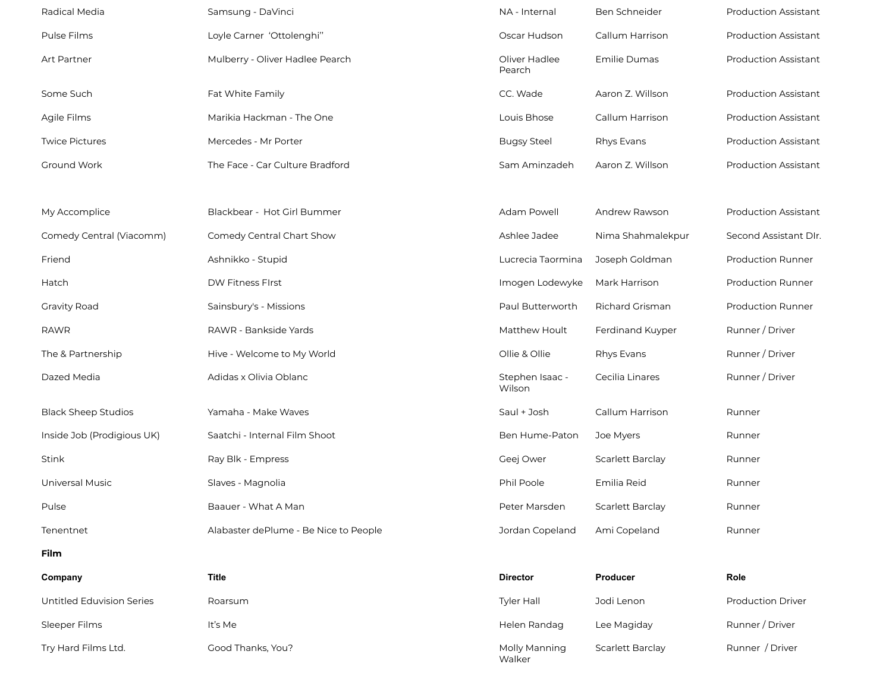| | | | | |
|---|---|---|---|---|
| Radical Media | Samsung - DaVinci | NA - Internal | Ben Schneider | Production Assistant |
| Pulse Films | Loyle Carner 'Ottolenghi'' | Oscar Hudson | Callum Harrison | Production Assistant |
| Art Partner | Mulberry - Oliver Hadlee Pearch | Oliver Hadlee Pearch | Emilie Dumas | Production Assistant |
| Some Such | Fat White Family | CC. Wade | Aaron Z. Willson | Production Assistant |
| Agile Films | Marikia Hackman - The One | Louis Bhose | Callum Harrison | Production Assistant |
| Twice Pictures | Mercedes - Mr Porter | Bugsy Steel | Rhys Evans | Production Assistant |
| Ground Work | The Face - Car Culture Bradford | Sam Aminzadeh | Aaron Z. Willson | Production Assistant |
| My Accomplice | Blackbear - Hot Girl Bummer | Adam Powell | Andrew Rawson | Production Assistant |
| Comedy Central (Viacomm) | Comedy Central Chart Show | Ashlee Jadee | Nima Shahmalekpur | Second Assistant DIr. |
| Friend | Ashnikko - Stupid | Lucrecia Taormina | Joseph Goldman | Production Runner |
| Hatch | DW Fitness FIrst | Imogen Lodewyke | Mark Harrison | Production Runner |
| Gravity Road | Sainsbury's - Missions | Paul Butterworth | Richard Grisman | Production Runner |
| RAWR | RAWR - Bankside Yards | Matthew Hoult | Ferdinand Kuyper | Runner / Driver |
| The & Partnership | Hive - Welcome to My World | Ollie & Ollie | Rhys Evans | Runner / Driver |
| Dazed Media | Adidas x Olivia Oblanc | Stephen Isaac - Wilson | Cecilia Linares | Runner / Driver |
| Black Sheep Studios | Yamaha - Make Waves | Saul + Josh | Callum Harrison | Runner |
| Inside Job (Prodigious UK) | Saatchi - Internal Film Shoot | Ben Hume-Paton | Joe Myers | Runner |
| Stink | Ray Blk - Empress | Geej Ower | Scarlett Barclay | Runner |
| Universal Music | Slaves - Magnolia | Phil Poole | Emilia Reid | Runner |
| Pulse | Baauer - What A Man | Peter Marsden | Scarlett Barclay | Runner |
| Tenentnet | Alabaster dePlume - Be Nice to People | Jordan Copeland | Ami Copeland | Runner |

**Film**

| Company | Title | Director | Producer | Role |
|---|---|---|---|---|
| Untitled Eduvision Series | Roarsum | Tyler Hall | Jodi Lenon | Production Driver |
| Sleeper Films | It's Me | Helen Randag | Lee Magiday | Runner / Driver |
| Try Hard Films Ltd. | Good Thanks, You? | Molly Manning Walker | Scarlett Barclay | Runner / Driver |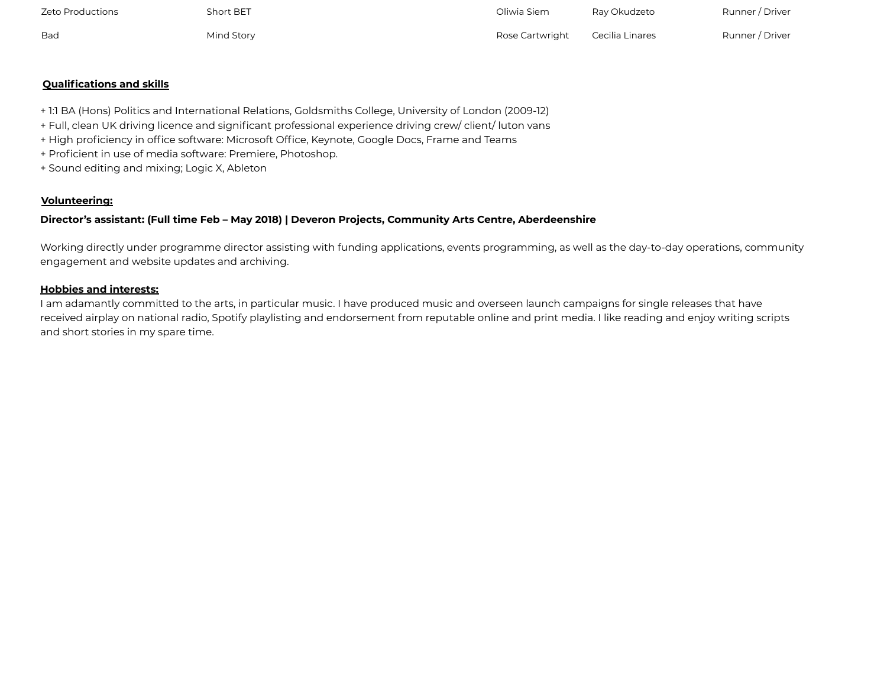| | | | | |
|---|---|---|---|---|
| Zeto Productions | Short BET | Oliwia Siem | Ray Okudzeto | Runner / Driver |
| Bad | Mind Story | Rose Cartwright | Cecilia Linares | Runner / Driver |

**Qualifications and skills**

+ 1:1 BA (Hons) Politics and International Relations, Goldsmiths College, University of London (2009-12)
+ Full, clean UK driving licence and significant professional experience driving crew/ client/ luton vans
+ High proficiency in office software: Microsoft Office, Keynote, Google Docs, Frame and Teams
+ Proficient in use of media software: Premiere, Photoshop.
+ Sound editing and mixing; Logic X, Ableton

**Volunteering:**

**Director's assistant: (Full time Feb – May 2018) | Deveron Projects, Community Arts Centre, Aberdeenshire**

Working directly under programme director assisting with funding applications, events programming, as well as the day-to-day operations, community engagement and website updates and archiving.

**Hobbies and interests:**

I am adamantly committed to the arts, in particular music. I have produced music and overseen launch campaigns for single releases that have received airplay on national radio, Spotify playlisting and endorsement from reputable online and print media. I like reading and enjoy writing scripts and short stories in my spare time.